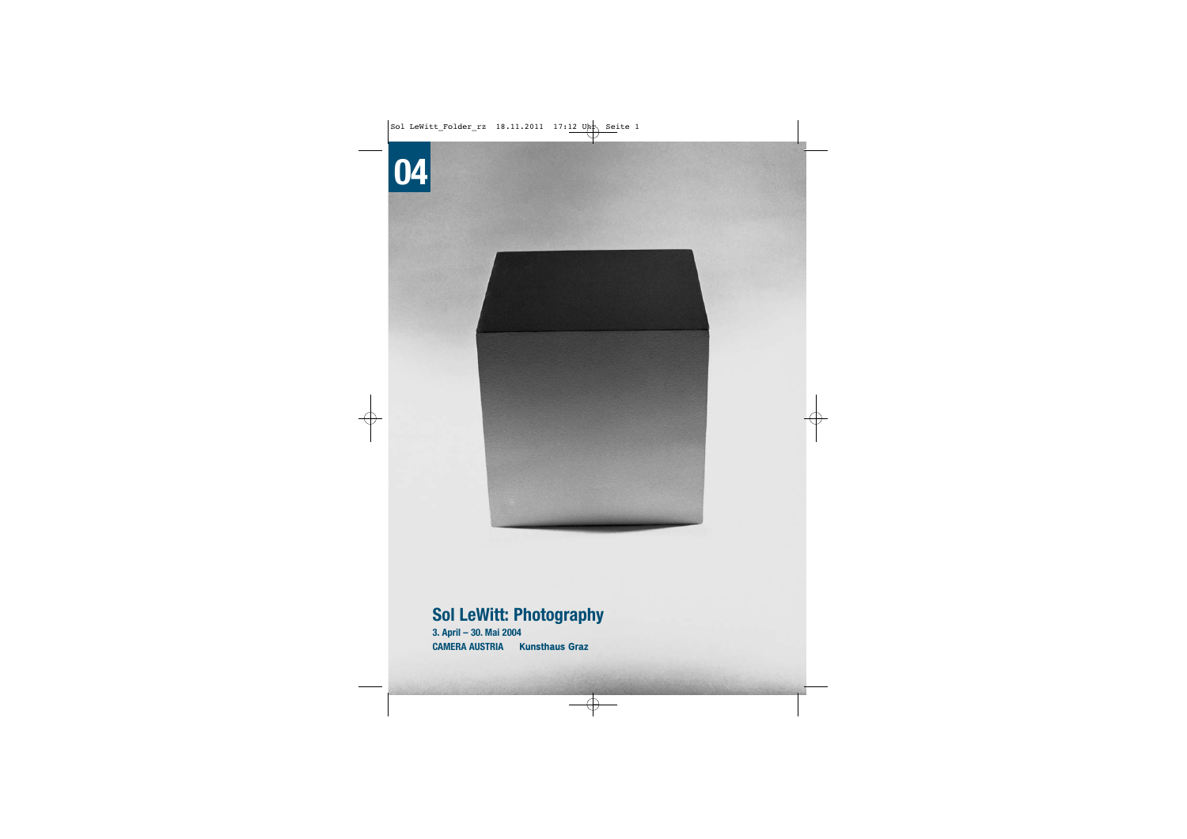04

# Sol LeWitt: Photography

**3. April – 30. Mai 2004**

**CAMERA AUSTRIA Kunsthaus Graz**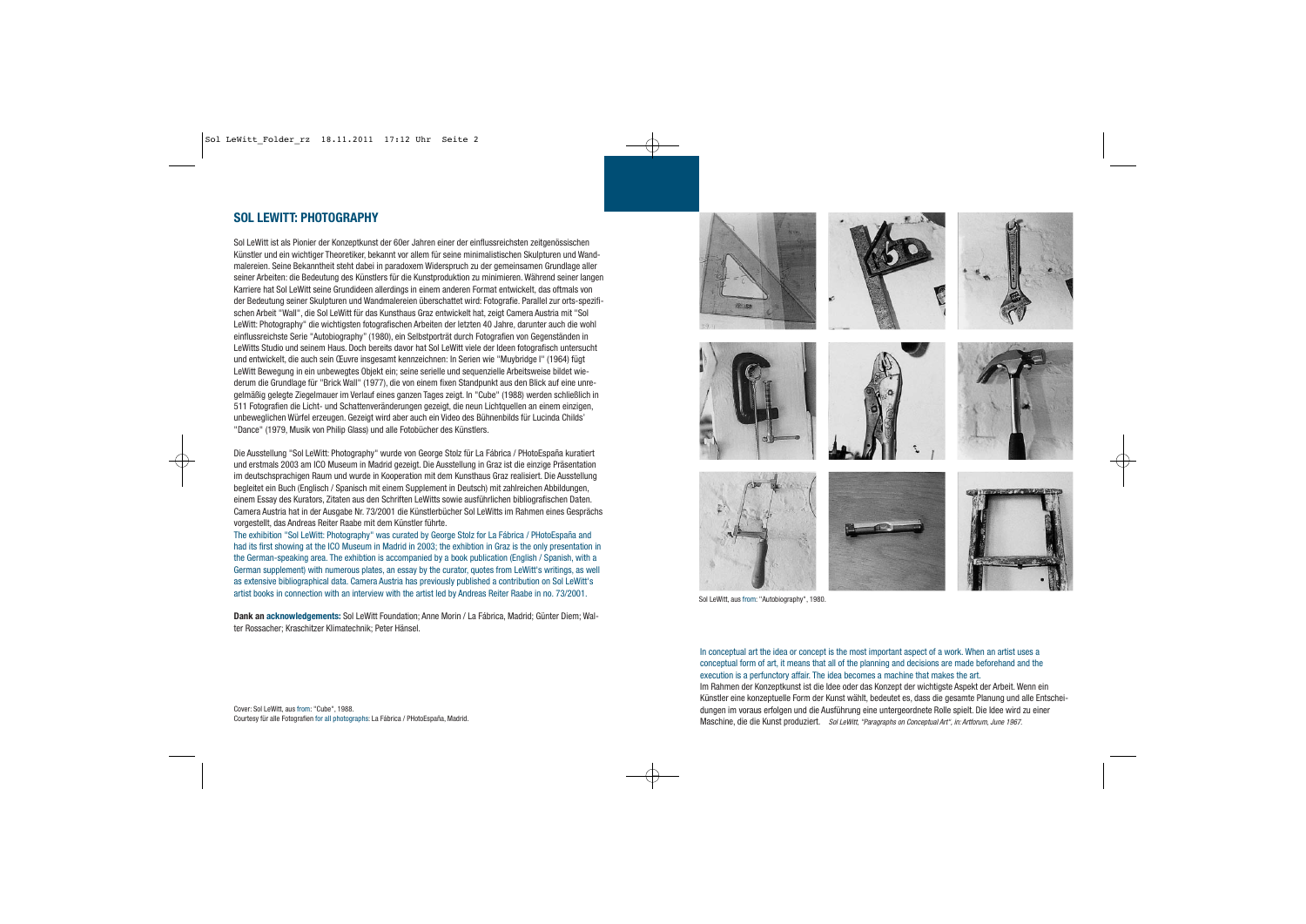## SOL LEWITT: PHOTOGRAPHY

Sol LeWitt ist als Pionier der Konzeptkunst der 60er Jahren einer der einflussreichsten zeitgenössischen Künstler und ein wichtiger Theoretiker, bekannt vor allem für seine minimalistischen Skulpturen und Wandmalereien. Seine Bekanntheit steht dabei in paradoxem Widerspruch zu der gemeinsamen Grundlage aller seiner Arbeiten: die Bedeutung des Künstlers für die Kunstproduktion zu minimieren. Während seiner langen Karriere hat Sol LeWitt seine Grundideen allerdings in einem anderen Format entwickelt, das oftmals von der Bedeutung seiner Skulpturen und Wandmalereien überschattet wird: Fotografie. Parallel zur orts-spezifischen Arbeit "Wall", die Sol LeWitt für das Kunsthaus Graz entwickelt hat, zeigt Camera Austria mit "Sol LeWitt: Photography" die wichtigsten fotografischen Arbeiten der letzten 40 Jahre, darunter auch die wohl einflussreichste Serie "Autobiography" (1980), ein Selbstporträt durch Fotografien von Gegenständen in LeWitts Studio und seinem Haus. Doch bereits davor hat Sol LeWitt viele der Ideen fotografisch untersucht und entwickelt, die auch sein Œuvre insgesamt kennzeichnen: In Serien wie "Muybridge I" (1964) fügt LeWitt Bewegung in ein unbewegtes Objekt ein; seine serielle und sequenzielle Arbeitsweise bildet wiederum die Grundlage für "Brick Wall" (1977), die von einem fixen Standpunkt aus den Blick auf eine unregelmäßig gelegte Ziegelmauer im Verlauf eines ganzen Tages zeigt. In "Cube" (1988) werden schließlich in 511 Fotografien die Licht- und Schattenveränderungen gezeigt, die neun Lichtquellen an einem einzigen, unbeweglichen Würfel erzeugen. Gezeigt wird aber auch ein Video des Bühnenbilds für Lucinda Childs' "Dance" (1979, Musik von Philip Glass) und alle Fotobücher des Künstlers.

Die Ausstellung "Sol LeWitt: Photography" wurde von George Stolz für La Fábrica / PHotoEspaña kuratiert und erstmals 2003 am ICO Museum in Madrid gezeigt. Die Ausstellung in Graz ist die einzige Präsentation im deutschsprachigen Raum und wurde in Kooperation mit dem Kunsthaus Graz realisiert. Die Ausstellung begleitet ein Buch (Englisch / Spanisch mit einem Supplement in Deutsch) mit zahlreichen Abbildungen, einem Essay des Kurators, Zitaten aus den Schriften LeWitts sowie ausführlichen bibliografischen Daten. Camera Austria hat in der Ausgabe Nr. 73/2001 die Künstlerbücher Sol LeWitts im Rahmen eines Gesprächs vorgestellt, das Andreas Reiter Raabe mit dem Künstler führte.

The exhibition "Sol LeWitt: Photography" was curated by George Stolz for La Fábrica / PHotoEspaña and had its first showing at the ICO Museum in Madrid in 2003; the exhibtion in Graz is the only presentation in the German-speaking area. The exhibtion is accompanied by a book publication (English / Spanish, with a German supplement) with numerous plates, an essay by the curator, quotes from LeWitt's writings, as well as extensive bibliographical data. Camera Austria has previously published a contribution on Sol LeWitt's artist books in connection with an interview with the artist led by Andreas Reiter Raabe in no. 73/2001.

**Dank an acknowledgements:** Sol LeWitt Foundation; Anne Morin / La Fábrica, Madrid; Günter Diem; Walter Rossacher; Kraschitzer Klimatechnik; Peter Hänsel.

Cover: Sol LeWitt, aus from: "Cube", 1988.
Courtesy für alle Fotografien for all photographs: La Fábrica / PHotoEspaña, Madrid.

Sol LeWitt, aus from: "Autobiography", 1980.

In conceptual art the idea or concept is the most important aspect of a work. When an artist uses a conceptual form of art, it means that all of the planning and decisions are made beforehand and the execution is a perfunctory affair. The idea becomes a machine that makes the art.
Im Rahmen der Konzeptkunst ist die Idee oder das Konzept der wichtigste Aspekt der Arbeit. Wenn ein Künstler eine konzeptuelle Form der Kunst wählt, bedeutet es, dass die gesamte Planung und alle Entscheidungen im voraus erfolgen und die Ausführung eine untergeordnete Rolle spielt. Die Idee wird zu einer Maschine, die die Kunst produziert. *Sol LeWitt, "Paragraphs on Conceptual Art", in: Artforum, June 1967.*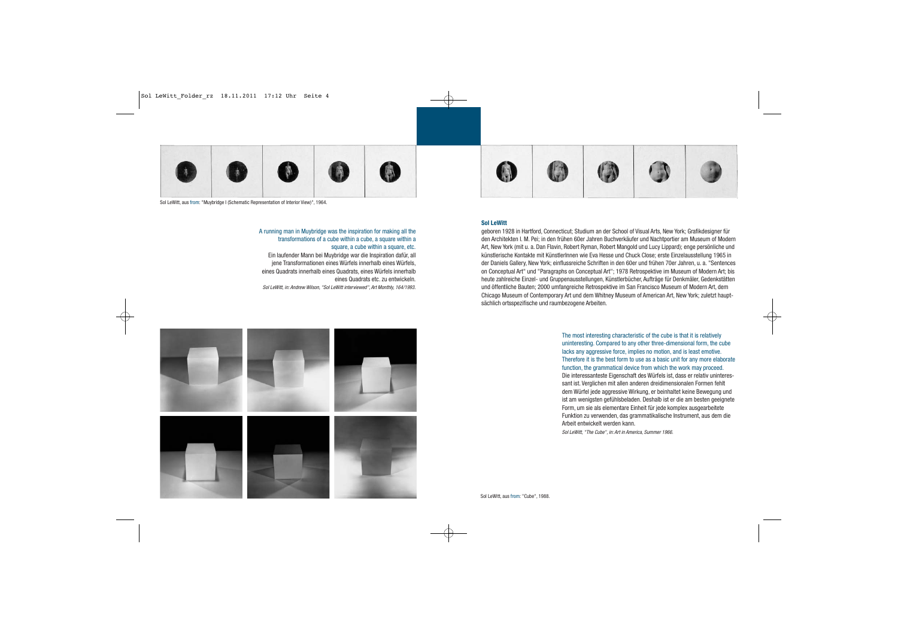Sol LeWitt, aus from: "Muybridge I (Schematic Representation of Interior View)", 1964.

A running man in Muybridge was the inspiration for making all the transformations of a cube within a cube, a square within a square, a cube within a square, etc.

Ein laufender Mann bei Muybridge war die Inspiration dafür, all jene Transformationen eines Würfels innerhalb eines Würfels, eines Quadrats innerhalb eines Quadrats, eines Würfels innerhalb eines Quadrats etc. zu entwickeln.

*Sol LeWitt, in: Andrew Wilson, "Sol LeWitt interviewed", Art Monthly, 164/1993.*

### Sol LeWitt

geboren 1928 in Hartford, Connecticut; Studium an der School of Visual Arts, New York; Grafikdesigner für den Architekten I. M. Pei; in den frühen 60er Jahren Buchverkäufer und Nachtportier am Museum of Modern Art, New York (mit u. a. Dan Flavin, Robert Ryman, Robert Mangold und Lucy Lippard); enge persönliche und künstlerische Kontakte mit KünstlerInnen wie Eva Hesse und Chuck Close; erste Einzelausstellung 1965 in der Daniels Gallery, New York; einflussreiche Schriften in den 60er und frühen 70er Jahren, u. a. "Sentences on Conceptual Art" und "Paragraphs on Conceptual Art"; 1978 Retrospektive im Museum of Modern Art; bis heute zahlreiche Einzel- und Gruppenausstellungen, Künstlerbücher, Aufträge für Denkmäler, Gedenkstätten und öffentliche Bauten; 2000 umfangreiche Retrospektive im San Francisco Museum of Modern Art, dem Chicago Museum of Contemporary Art und dem Whitney Museum of American Art, New York; zuletzt hauptsächlich ortsspezifische und raumbezogene Arbeiten.

The most interesting characteristic of the cube is that it is relatively uninteresting. Compared to any other three-dimensional form, the cube lacks any aggressive force, implies no motion, and is least emotive. Therefore it is the best form to use as a basic unit for any more elaborate function, the grammatical device from which the work may proceed.

Die interessanteste Eigenschaft des Würfels ist, dass er relativ uninteressant ist. Verglichen mit allen anderen dreidimensionalen Formen fehlt dem Würfel jede aggressive Wirkung, er beinhaltet keine Bewegung und ist am wenigsten gefühlsbeladen. Deshalb ist er die am besten geeignete Form, um sie als elementare Einheit für jede komplex ausgearbeitete Funktion zu verwenden, das grammatikalische Instrument, aus dem die Arbeit entwickelt werden kann.

*Sol LeWitt, "The Cube", in: Art in America, Summer 1966.*

Sol LeWitt, aus from: "Cube", 1988.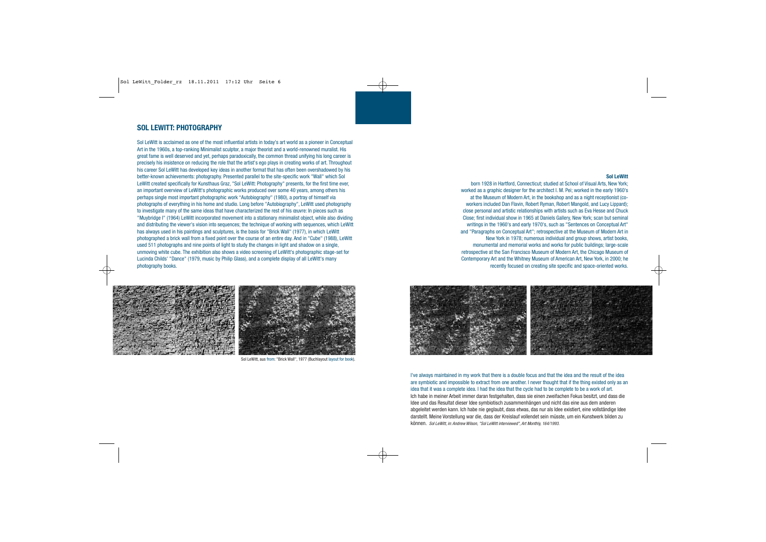## SOL LEWITT: PHOTOGRAPHY

Sol LeWitt is acclaimed as one of the most influential artists in today's art world as a pioneer in Conceptual Art in the 1960s, a top-ranking Minimalist sculptor, a major theorist and a world-renowned muralist. His great fame is well deserved and yet, perhaps paradoxically, the common thread unifying his long career is precisely his insistence on reducing the role that the artist's ego plays in creating works of art. Throughout his career Sol LeWitt has developed key ideas in another format that has often been overshadowed by his better-known achievements: photography. Presented parallel to the site-specific work "Wall" which Sol LeWitt created specifically for Kunsthaus Graz, "Sol LeWitt: Photography" presents, for the first time ever, an important overview of LeWitt's photographic works produced over some 40 years, among others his perhaps single most important photographic work "Autobiography" (1980), a portray of himself via photographs of everything in his home and studio. Long before "Autobiography", LeWitt used photography to investigate many of the same ideas that have characterized the rest of his œuvre: In pieces such as "Muybridge I" (1964) LeWitt incorporated movement into a stationary minimalist object, while also dividing and distributing the viewer's vision into sequences; the technique of working with sequences, which LeWitt has always used in his paintings and sculptures, is the basis for "Brick Wall" (1977), in which LeWitt photographed a brick wall from a fixed point over the course of an entire day. And in "Cube" (1988), LeWitt used 511 photographs and nine points of light to study the changes in light and shadow on a single, unmoving white cube. The exhibition also shows a video screening of LeWitt's photographic stage-set for Lucinda Childs' "Dance" (1979, music by Philip Glass), and a complete display of all LeWitt's many photography books.

Sol LeWitt, aus from: "Brick Wall", 1977 (Buchlayout layout for book).

**Sol LeWitt**

born 1928 in Hartford, Connecticut; studied at School of Visual Arts, New York; worked as a graphic designer for the architect I. M. Pei; worked in the early 1960's at the Museum of Modern Art, in the bookshop and as a night receptionist (co-workers included Dan Flavin, Robert Ryman, Robert Mangold, and Lucy Lippard); close personal and artistic relationships with artists such as Eva Hesse and Chuck Close; first individual show in 1965 at Daniels Gallery, New York; scan but seminal writings in the 1960's and early 1970's, such as "Sentences on Conceptual Art" and "Paragraphs on Conceptual Art"; retrospective at the Museum of Modern Art in New York in 1978; numerous individual and group shows, artist books, monumental and memorial works and works for public buildings; large-scale retrospective at the San Francisco Museum of Modern Art, the Chicago Museum of Contemporary Art and the Whitney Museum of American Art, New York, in 2000; he recently focused on creating site specific and space-oriented works.

I've always maintained in my work that there is a double focus and that the idea and the result of the idea are symbiotic and impossible to extract from one another. I never thought that if the thing existed only as an idea that it was a complete idea. I had the idea that the cycle had to be complete to be a work of art.

Ich habe in meiner Arbeit immer daran festgehalten, dass sie einen zweifachen Fokus besitzt, und dass die Idee und das Resultat dieser Idee symbiotisch zusammenhängen und nicht das eine aus dem anderen abgeleitet werden kann. Ich habe nie geglaubt, dass etwas, das nur als Idee existiert, eine vollständige Idee darstellt. Meine Vorstellung war die, dass der Kreislauf vollendet sein müsste, um ein Kunstwerk bilden zu können. *Sol LeWitt, in: Andrew Wilson, "Sol LeWitt interviewed", Art Monthly, 164/1993.*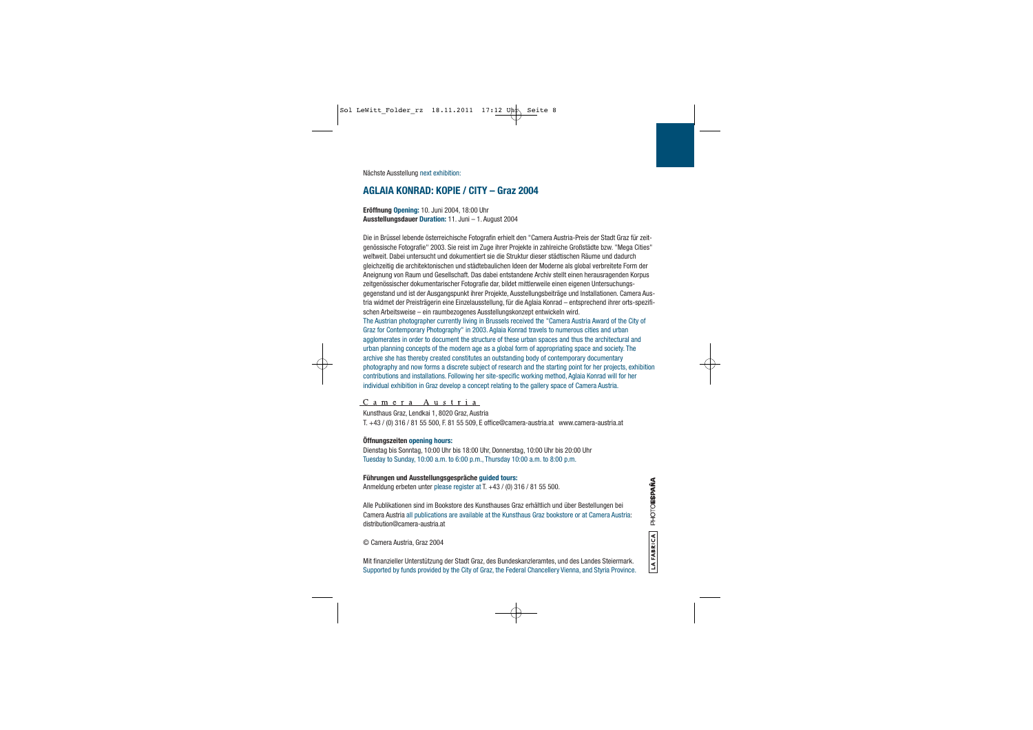Nächste Ausstellung next exhibition:

## AGLAIA KONRAD: KOPIE / CITY – Graz 2004

**Eröffnung Opening:** 10. Juni 2004, 18:00 Uhr
**Ausstellungsdauer Duration:** 11. Juni – 1. August 2004

Die in Brüssel lebende österreichische Fotografin erhielt den "Camera Austria-Preis der Stadt Graz für zeitgenössische Fotografie" 2003. Sie reist im Zuge ihrer Projekte in zahlreiche Großstädte bzw. "Mega Cities" weltweit. Dabei untersucht und dokumentiert sie die Struktur dieser städtischen Räume und dadurch gleichzeitig die architektonischen und städtebaulichen Ideen der Moderne als global verbreitete Form der Aneignung von Raum und Gesellschaft. Das dabei entstandene Archiv stellt einen herausragenden Korpus zeitgenössischer dokumentarischer Fotografie dar, bildet mittlerweile einen eigenen Untersuchungsgegenstand und ist der Ausgangspunkt ihrer Projekte, Ausstellungsbeiträge und Installationen. Camera Austria widmet der Preisträgerin eine Einzelausstellung, für die Aglaia Konrad – entsprechend ihrer orts-spezifischen Arbeitsweise – ein raumbezogenes Ausstellungskonzept entwickeln wird.
The Austrian photographer currently living in Brussels received the "Camera Austria Award of the City of Graz for Contemporary Photography" in 2003. Aglaia Konrad travels to numerous cities and urban agglomerates in order to document the structure of these urban spaces and thus the architectural and urban planning concepts of the modern age as a global form of appropriating space and society. The archive she has thereby created constitutes an outstanding body of contemporary documentary photography and now forms a discrete subject of research and the starting point for her projects, exhibition contributions and installations. Following her site-specific working method, Aglaia Konrad will for her individual exhibition in Graz develop a concept relating to the gallery space of Camera Austria.

Camera Austria

Kunsthaus Graz, Lendkai 1, 8020 Graz, Austria
T. +43 / (0) 316 / 81 55 500, F. 81 55 509, E office@camera-austria.at www.camera-austria.at

**Öffnungszeiten opening hours:**
Dienstag bis Sonntag, 10:00 Uhr bis 18:00 Uhr, Donnerstag, 10:00 Uhr bis 20:00 Uhr
Tuesday to Sunday, 10:00 a.m. to 6:00 p.m., Thursday 10:00 a.m. to 8:00 p.m.

**Führungen und Ausstellungsgespräche guided tours:**
Anmeldung erbeten unter please register at T. +43 / (0) 316 / 81 55 500.

Alle Publikationen sind im Bookstore des Kunsthauses Graz erhältlich und über Bestellungen bei Camera Austria all publications are available at the Kunsthaus Graz bookstore or at Camera Austria: distribution@camera-austria.at

© Camera Austria, Graz 2004

Mit finanzieller Unterstützung der Stadt Graz, des Bundeskanzleramtes, und des Landes Steiermark.
Supported by funds provided by the City of Graz, the Federal Chancellery Vienna, and Styria Province.

LA FABRICA PHOTOESPAÑA